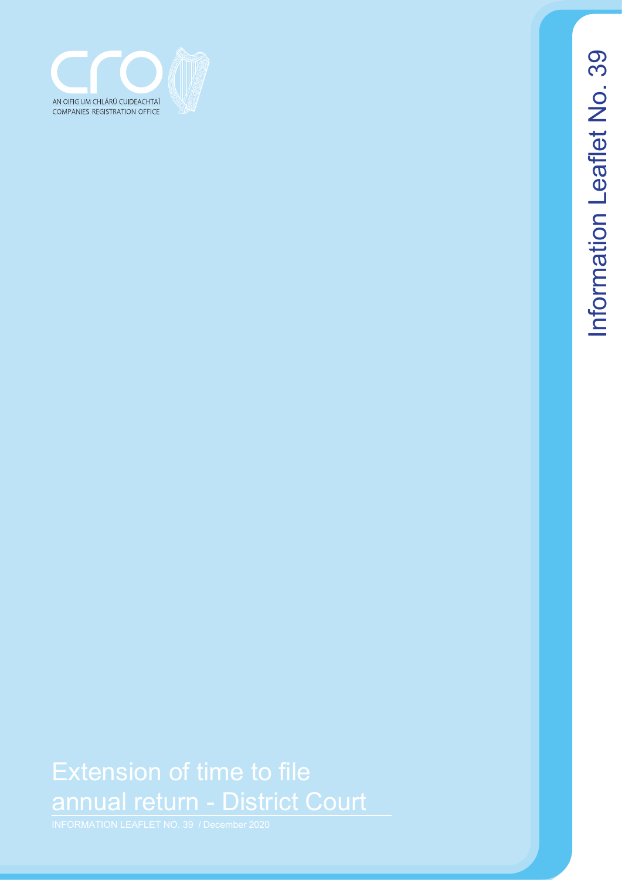AN OIFIG UM CHLÁRÚ CUIDEACHTAÍ
COMPANIES REGISTRATION OFFICE

Information Leaflet No. 39

# Extension of time to file annual return - District Court

INFORMATION LEAFLET NO. 39 / December 2020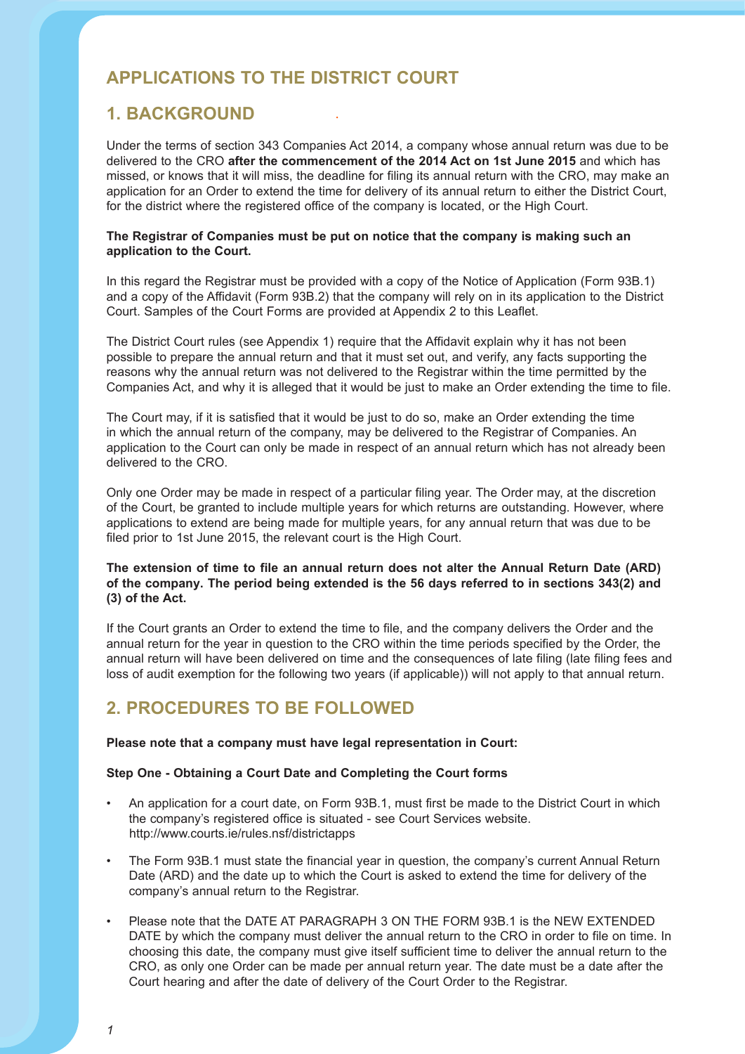# APPLICATIONS TO THE DISTRICT COURT

## 1. BACKGROUND

Under the terms of section 343 Companies Act 2014, a company whose annual return was due to be delivered to the CRO **after the commencement of the 2014 Act on 1st June 2015** and which has missed, or knows that it will miss, the deadline for filing its annual return with the CRO, may make an application for an Order to extend the time for delivery of its annual return to either the District Court, for the district where the registered office of the company is located, or the High Court.

**The Registrar of Companies must be put on notice that the company is making such an application to the Court.**

In this regard the Registrar must be provided with a copy of the Notice of Application (Form 93B.1) and a copy of the Affidavit (Form 93B.2) that the company will rely on in its application to the District Court. Samples of the Court Forms are provided at Appendix 2 to this Leaflet.

The District Court rules (see Appendix 1) require that the Affidavit explain why it has not been possible to prepare the annual return and that it must set out, and verify, any facts supporting the reasons why the annual return was not delivered to the Registrar within the time permitted by the Companies Act, and why it is alleged that it would be just to make an Order extending the time to file.

The Court may, if it is satisfied that it would be just to do so, make an Order extending the time in which the annual return of the company, may be delivered to the Registrar of Companies. An application to the Court can only be made in respect of an annual return which has not already been delivered to the CRO.

Only one Order may be made in respect of a particular filing year. The Order may, at the discretion of the Court, be granted to include multiple years for which returns are outstanding. However, where applications to extend are being made for multiple years, for any annual return that was due to be filed prior to 1st June 2015, the relevant court is the High Court.

**The extension of time to file an annual return does not alter the Annual Return Date (ARD) of the company. The period being extended is the 56 days referred to in sections 343(2) and (3) of the Act.**

If the Court grants an Order to extend the time to file, and the company delivers the Order and the annual return for the year in question to the CRO within the time periods specified by the Order, the annual return will have been delivered on time and the consequences of late filing (late filing fees and loss of audit exemption for the following two years (if applicable)) will not apply to that annual return.

## 2. PROCEDURES TO BE FOLLOWED

**Please note that a company must have legal representation in Court:**

**Step One - Obtaining a Court Date and Completing the Court forms**

- An application for a court date, on Form 93B.1, must first be made to the District Court in which the company's registered office is situated - see Court Services website. http://www.courts.ie/rules.nsf/districtapps
- The Form 93B.1 must state the financial year in question, the company's current Annual Return Date (ARD) and the date up to which the Court is asked to extend the time for delivery of the company's annual return to the Registrar.
- Please note that the DATE AT PARAGRAPH 3 ON THE FORM 93B.1 is the NEW EXTENDED DATE by which the company must deliver the annual return to the CRO in order to file on time. In choosing this date, the company must give itself sufficient time to deliver the annual return to the CRO, as only one Order can be made per annual return year. The date must be a date after the Court hearing and after the date of delivery of the Court Order to the Registrar.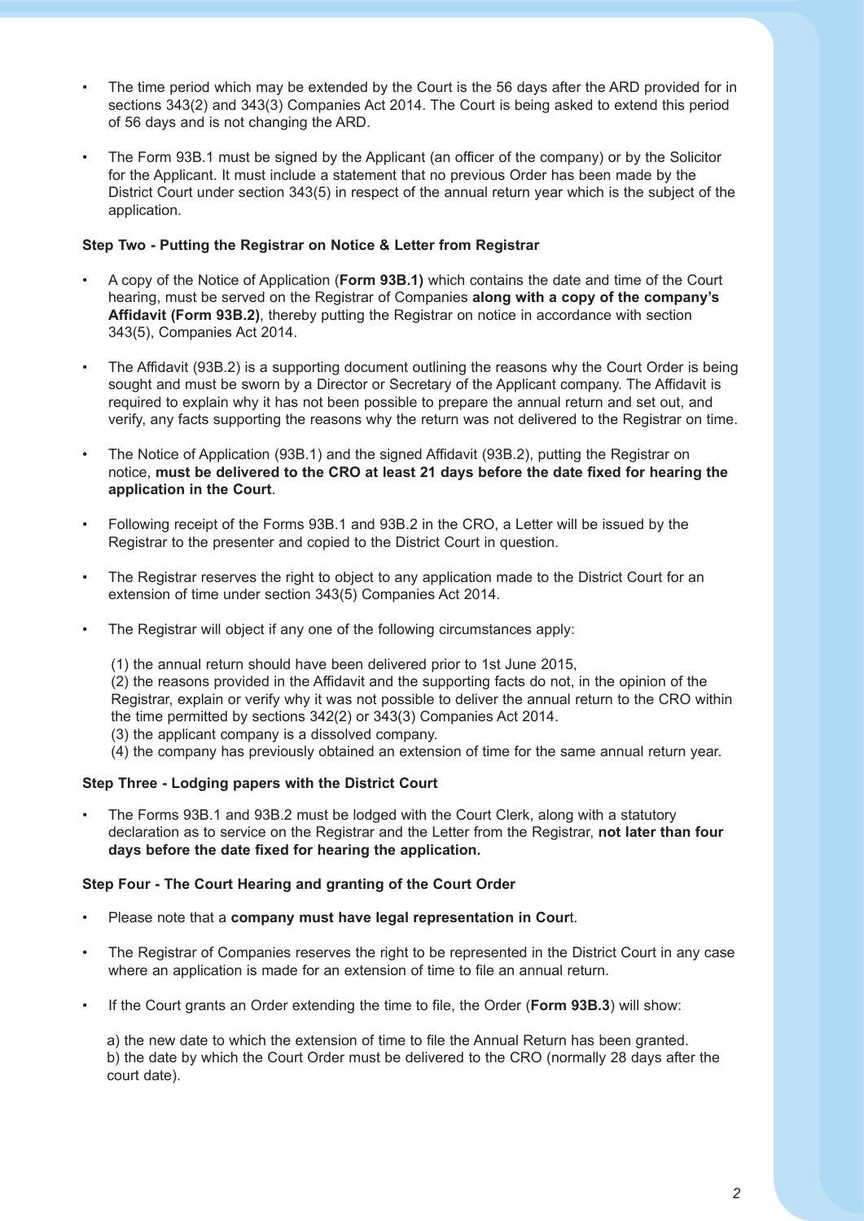- The time period which may be extended by the Court is the 56 days after the ARD provided for in sections 343(2) and 343(3) Companies Act 2014. The Court is being asked to extend this period of 56 days and is not changing the ARD.

- The Form 93B.1 must be signed by the Applicant (an officer of the company) or by the Solicitor for the Applicant. It must include a statement that no previous Order has been made by the District Court under section 343(5) in respect of the annual return year which is the subject of the application.

**Step Two - Putting the Registrar on Notice & Letter from Registrar**

- A copy of the Notice of Application (**Form 93B.1)** which contains the date and time of the Court hearing, must be served on the Registrar of Companies **along with a copy of the company's Affidavit (Form 93B.2)**, thereby putting the Registrar on notice in accordance with section 343(5), Companies Act 2014.

- The Affidavit (93B.2) is a supporting document outlining the reasons why the Court Order is being sought and must be sworn by a Director or Secretary of the Applicant company. The Affidavit is required to explain why it has not been possible to prepare the annual return and set out, and verify, any facts supporting the reasons why the return was not delivered to the Registrar on time.

- The Notice of Application (93B.1) and the signed Affidavit (93B.2), putting the Registrar on notice, **must be delivered to the CRO at least 21 days before the date fixed for hearing the application in the Court**.

- Following receipt of the Forms 93B.1 and 93B.2 in the CRO, a Letter will be issued by the Registrar to the presenter and copied to the District Court in question.

- The Registrar reserves the right to object to any application made to the District Court for an extension of time under section 343(5) Companies Act 2014.

- The Registrar will object if any one of the following circumstances apply:

  (1) the annual return should have been delivered prior to 1st June 2015,
  (2) the reasons provided in the Affidavit and the supporting facts do not, in the opinion of the Registrar, explain or verify why it was not possible to deliver the annual return to the CRO within the time permitted by sections 342(2) or 343(3) Companies Act 2014.
  (3) the applicant company is a dissolved company.
  (4) the company has previously obtained an extension of time for the same annual return year.

**Step Three - Lodging papers with the District Court**

- The Forms 93B.1 and 93B.2 must be lodged with the Court Clerk, along with a statutory declaration as to service on the Registrar and the Letter from the Registrar, **not later than four days before the date fixed for hearing the application.**

**Step Four - The Court Hearing and granting of the Court Order**

- Please note that a **company must have legal representation in Cour**t.

- The Registrar of Companies reserves the right to be represented in the District Court in any case where an application is made for an extension of time to file an annual return.

- If the Court grants an Order extending the time to file, the Order (**Form 93B.3**) will show:

  a) the new date to which the extension of time to file the Annual Return has been granted.
  b) the date by which the Court Order must be delivered to the CRO (normally 28 days after the court date).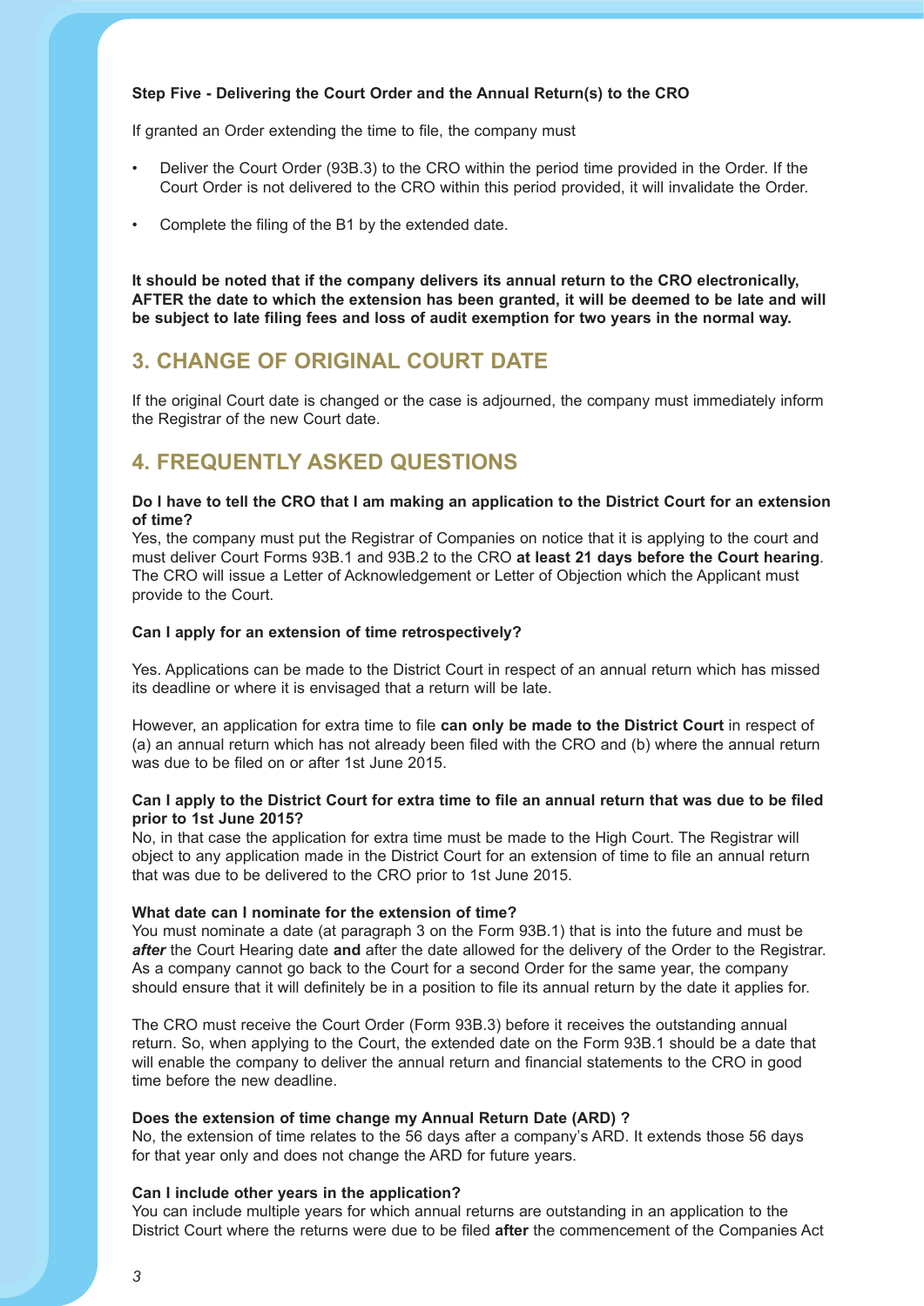**Step Five - Delivering the Court Order and the Annual Return(s) to the CRO**

If granted an Order extending the time to file, the company must

- Deliver the Court Order (93B.3) to the CRO within the period time provided in the Order. If the Court Order is not delivered to the CRO within this period provided, it will invalidate the Order.
- Complete the filing of the B1 by the extended date.

**It should be noted that if the company delivers its annual return to the CRO electronically, AFTER the date to which the extension has been granted, it will be deemed to be late and will be subject to late filing fees and loss of audit exemption for two years in the normal way.**

## 3. CHANGE OF ORIGINAL COURT DATE

If the original Court date is changed or the case is adjourned, the company must immediately inform the Registrar of the new Court date.

## 4. FREQUENTLY ASKED QUESTIONS

**Do I have to tell the CRO that I am making an application to the District Court for an extension of time?**
Yes, the company must put the Registrar of Companies on notice that it is applying to the court and must deliver Court Forms 93B.1 and 93B.2 to the CRO **at least 21 days before the Court hearing**. The CRO will issue a Letter of Acknowledgement or Letter of Objection which the Applicant must provide to the Court.

**Can I apply for an extension of time retrospectively?**

Yes. Applications can be made to the District Court in respect of an annual return which has missed its deadline or where it is envisaged that a return will be late.

However, an application for extra time to file **can only be made to the District Court** in respect of (a) an annual return which has not already been filed with the CRO and (b) where the annual return was due to be filed on or after 1st June 2015.

**Can I apply to the District Court for extra time to file an annual return that was due to be filed prior to 1st June 2015?**
No, in that case the application for extra time must be made to the High Court. The Registrar will object to any application made in the District Court for an extension of time to file an annual return that was due to be delivered to the CRO prior to 1st June 2015.

**What date can I nominate for the extension of time?**
You must nominate a date (at paragraph 3 on the Form 93B.1) that is into the future and must be ***after*** the Court Hearing date **and** after the date allowed for the delivery of the Order to the Registrar. As a company cannot go back to the Court for a second Order for the same year, the company should ensure that it will definitely be in a position to file its annual return by the date it applies for.

The CRO must receive the Court Order (Form 93B.3) before it receives the outstanding annual return. So, when applying to the Court, the extended date on the Form 93B.1 should be a date that will enable the company to deliver the annual return and financial statements to the CRO in good time before the new deadline.

**Does the extension of time change my Annual Return Date (ARD) ?**
No, the extension of time relates to the 56 days after a company's ARD. It extends those 56 days for that year only and does not change the ARD for future years.

**Can I include other years in the application?**
You can include multiple years for which annual returns are outstanding in an application to the District Court where the returns were due to be filed **after** the commencement of the Companies Act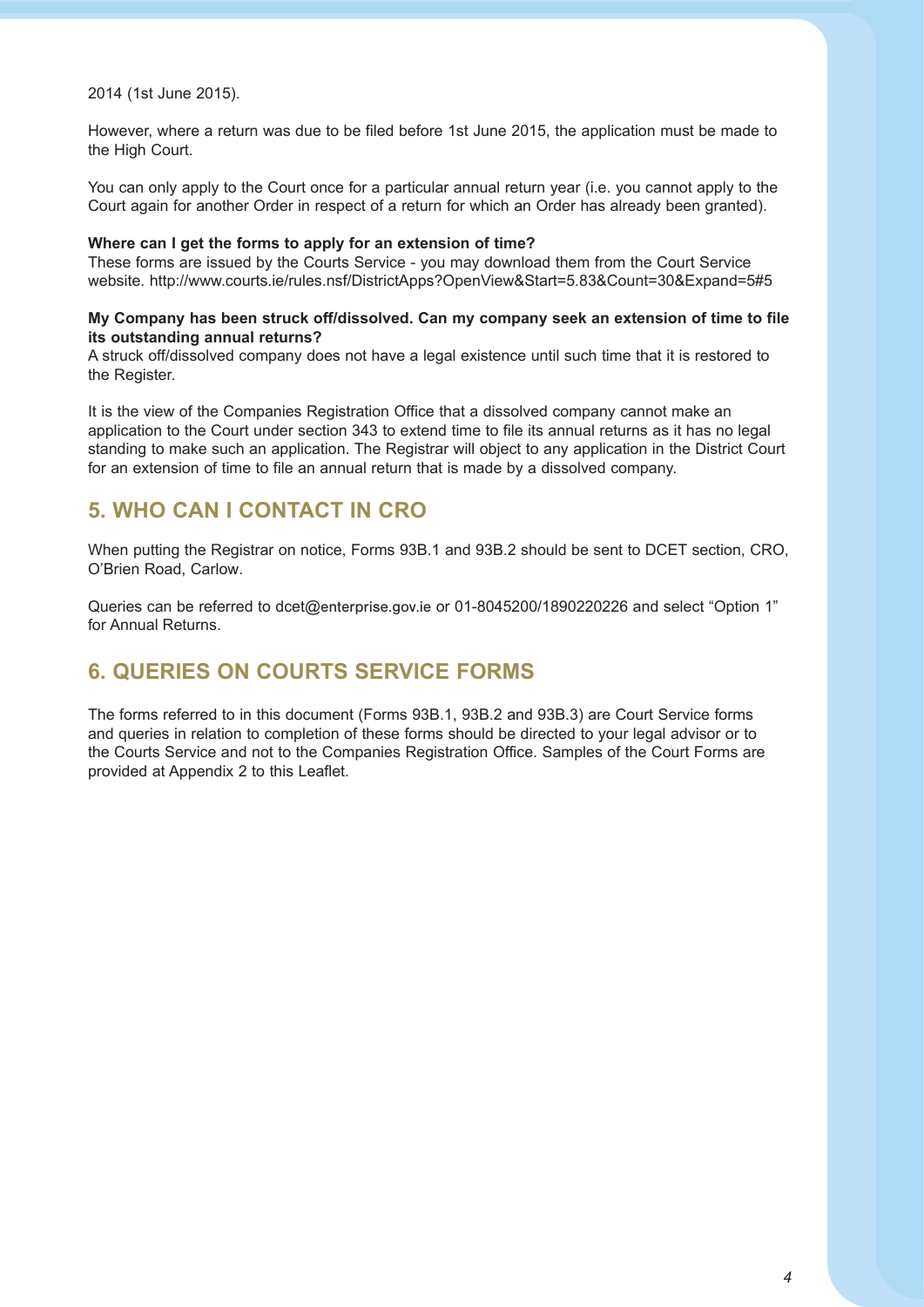2014 (1st June 2015).

However, where a return was due to be filed before 1st June 2015, the application must be made to the High Court.

You can only apply to the Court once for a particular annual return year (i.e. you cannot apply to the Court again for another Order in respect of a return for which an Order has already been granted).

**Where can I get the forms to apply for an extension of time?**
These forms are issued by the Courts Service - you may download them from the Court Service website. http://www.courts.ie/rules.nsf/DistrictApps?OpenView&Start=5.83&Count=30&Expand=5#5

**My Company has been struck off/dissolved. Can my company seek an extension of time to file its outstanding annual returns?**
A struck off/dissolved company does not have a legal existence until such time that it is restored to the Register.

It is the view of the Companies Registration Office that a dissolved company cannot make an application to the Court under section 343 to extend time to file its annual returns as it has no legal standing to make such an application. The Registrar will object to any application in the District Court for an extension of time to file an annual return that is made by a dissolved company.

## 5. WHO CAN I CONTACT IN CRO

When putting the Registrar on notice, Forms 93B.1 and 93B.2 should be sent to DCET section, CRO, O'Brien Road, Carlow.

Queries can be referred to dcet@enterprise.gov.ie or 01-8045200/1890220226 and select "Option 1" for Annual Returns.

## 6. QUERIES ON COURTS SERVICE FORMS

The forms referred to in this document (Forms 93B.1, 93B.2 and 93B.3) are Court Service forms and queries in relation to completion of these forms should be directed to your legal advisor or to the Courts Service and not to the Companies Registration Office. Samples of the Court Forms are provided at Appendix 2 to this Leaflet.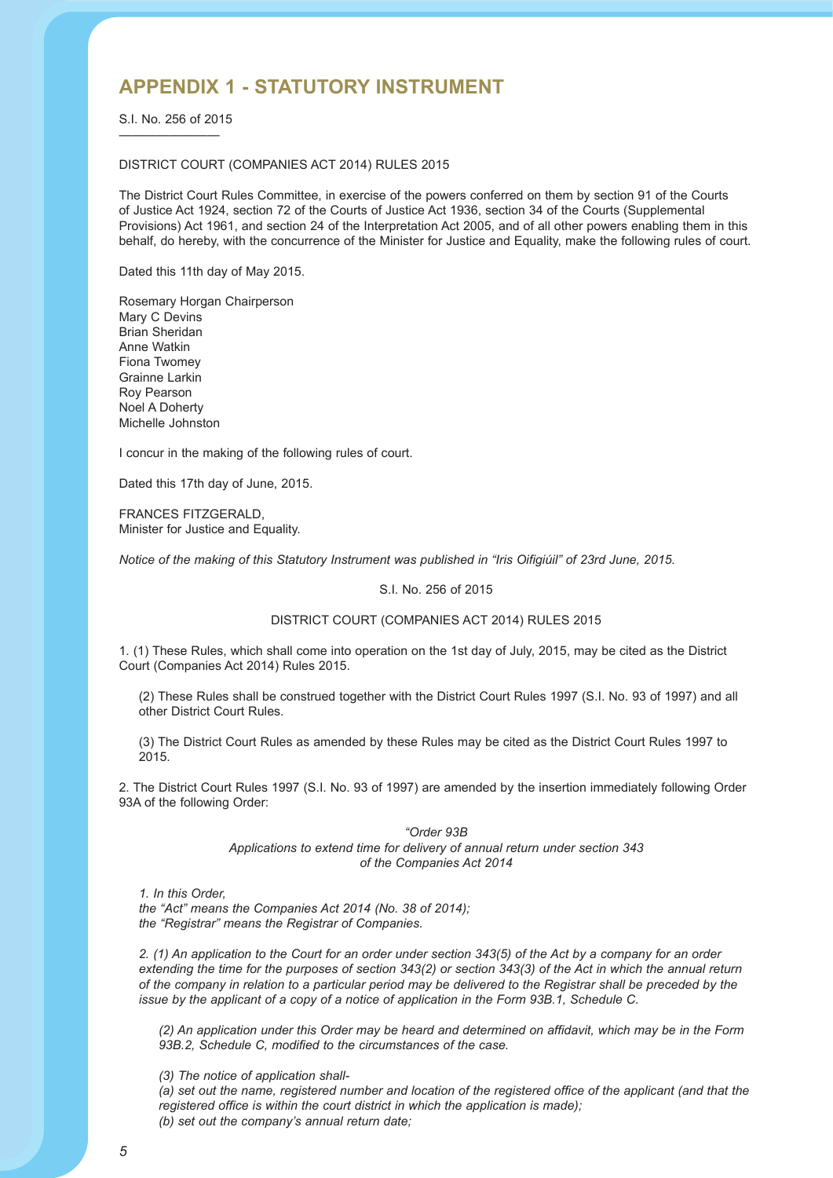# APPENDIX 1 - STATUTORY INSTRUMENT

S.I. No. 256 of 2015

DISTRICT COURT (COMPANIES ACT 2014) RULES 2015

The District Court Rules Committee, in exercise of the powers conferred on them by section 91 of the Courts of Justice Act 1924, section 72 of the Courts of Justice Act 1936, section 34 of the Courts (Supplemental Provisions) Act 1961, and section 24 of the Interpretation Act 2005, and of all other powers enabling them in this behalf, do hereby, with the concurrence of the Minister for Justice and Equality, make the following rules of court.

Dated this 11th day of May 2015.

Rosemary Horgan Chairperson
Mary C Devins
Brian Sheridan
Anne Watkin
Fiona Twomey
Grainne Larkin
Roy Pearson
Noel A Doherty
Michelle Johnston

I concur in the making of the following rules of court.

Dated this 17th day of June, 2015.

FRANCES FITZGERALD,
Minister for Justice and Equality.

*Notice of the making of this Statutory Instrument was published in "Iris Oifigiúil" of 23rd June, 2015.*

S.I. No. 256 of 2015

DISTRICT COURT (COMPANIES ACT 2014) RULES 2015

1. (1) These Rules, which shall come into operation on the 1st day of July, 2015, may be cited as the District Court (Companies Act 2014) Rules 2015.

(2) These Rules shall be construed together with the District Court Rules 1997 (S.I. No. 93 of 1997) and all other District Court Rules.

(3) The District Court Rules as amended by these Rules may be cited as the District Court Rules 1997 to 2015.

2. The District Court Rules 1997 (S.I. No. 93 of 1997) are amended by the insertion immediately following Order 93A of the following Order:

*"Order 93B*
*Applications to extend time for delivery of annual return under section 343 of the Companies Act 2014*

*1. In this Order,*
*the "Act" means the Companies Act 2014 (No. 38 of 2014);*
*the "Registrar" means the Registrar of Companies.*

*2. (1) An application to the Court for an order under section 343(5) of the Act by a company for an order extending the time for the purposes of section 343(2) or section 343(3) of the Act in which the annual return of the company in relation to a particular period may be delivered to the Registrar shall be preceded by the issue by the applicant of a copy of a notice of application in the Form 93B.1, Schedule C.*

*(2) An application under this Order may be heard and determined on affidavit, which may be in the Form 93B.2, Schedule C, modified to the circumstances of the case.*

*(3) The notice of application shall-*
*(a) set out the name, registered number and location of the registered office of the applicant (and that the registered office is within the court district in which the application is made);*
*(b) set out the company's annual return date;*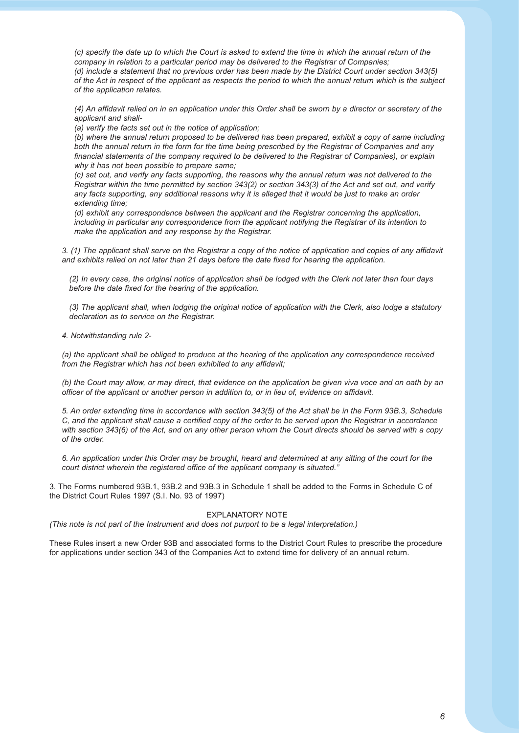*(c) specify the date up to which the Court is asked to extend the time in which the annual return of the company in relation to a particular period may be delivered to the Registrar of Companies;*
*(d) include a statement that no previous order has been made by the District Court under section 343(5) of the Act in respect of the applicant as respects the period to which the annual return which is the subject of the application relates.*

*(4) An affidavit relied on in an application under this Order shall be sworn by a director or secretary of the applicant and shall-*
*(a) verify the facts set out in the notice of application;*
*(b) where the annual return proposed to be delivered has been prepared, exhibit a copy of same including both the annual return in the form for the time being prescribed by the Registrar of Companies and any financial statements of the company required to be delivered to the Registrar of Companies), or explain why it has not been possible to prepare same;*
*(c) set out, and verify any facts supporting, the reasons why the annual return was not delivered to the Registrar within the time permitted by section 343(2) or section 343(3) of the Act and set out, and verify any facts supporting, any additional reasons why it is alleged that it would be just to make an order extending time;*
*(d) exhibit any correspondence between the applicant and the Registrar concerning the application, including in particular any correspondence from the applicant notifying the Registrar of its intention to make the application and any response by the Registrar.*

*3. (1) The applicant shall serve on the Registrar a copy of the notice of application and copies of any affidavit and exhibits relied on not later than 21 days before the date fixed for hearing the application.*

*(2) In every case, the original notice of application shall be lodged with the Clerk not later than four days before the date fixed for the hearing of the application.*

*(3) The applicant shall, when lodging the original notice of application with the Clerk, also lodge a statutory declaration as to service on the Registrar.*

*4. Notwithstanding rule 2-*

*(a) the applicant shall be obliged to produce at the hearing of the application any correspondence received from the Registrar which has not been exhibited to any affidavit;*

*(b) the Court may allow, or may direct, that evidence on the application be given viva voce and on oath by an officer of the applicant or another person in addition to, or in lieu of, evidence on affidavit.*

*5. An order extending time in accordance with section 343(5) of the Act shall be in the Form 93B.3, Schedule C, and the applicant shall cause a certified copy of the order to be served upon the Registrar in accordance with section 343(6) of the Act, and on any other person whom the Court directs should be served with a copy of the order.*

*6. An application under this Order may be brought, heard and determined at any sitting of the court for the court district wherein the registered office of the applicant company is situated."*

3. The Forms numbered 93B.1, 93B.2 and 93B.3 in Schedule 1 shall be added to the Forms in Schedule C of the District Court Rules 1997 (S.I. No. 93 of 1997)

EXPLANATORY NOTE

*(This note is not part of the Instrument and does not purport to be a legal interpretation.)*

These Rules insert a new Order 93B and associated forms to the District Court Rules to prescribe the procedure for applications under section 343 of the Companies Act to extend time for delivery of an annual return.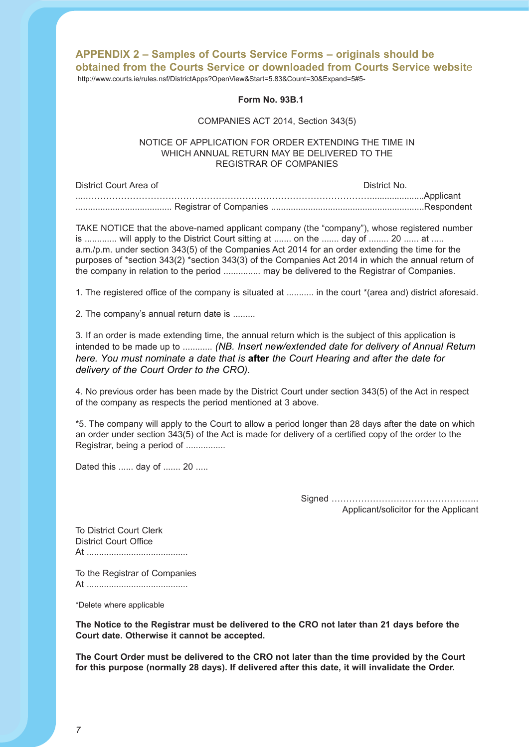## APPENDIX 2 – Samples of Courts Service Forms – originals should be obtained from the Courts Service or downloaded from Courts Service website

http://www.courts.ie/rules.nsf/DistrictApps?OpenView&Start=5.83&Count=30&Expand=5#5-

**Form No. 93B.1**

COMPANIES ACT 2014, Section 343(5)

NOTICE OF APPLICATION FOR ORDER EXTENDING THE TIME IN WHICH ANNUAL RETURN MAY BE DELIVERED TO THE REGISTRAR OF COMPANIES

District Court Area of                                                                 District No.

....…………………………………………………………………………………......................Applicant

....................................... Registrar of Companies .............................................................Respondent

TAKE NOTICE that the above-named applicant company (the "company"), whose registered number is ............. will apply to the District Court sitting at ....... on the ....... day of ........ 20 ...... at ..... a.m./p.m. under section 343(5) of the Companies Act 2014 for an order extending the time for the purposes of *section 343(2) *section 343(3) of the Companies Act 2014 in which the annual return of the company in relation to the period ............... may be delivered to the Registrar of Companies.

1. The registered office of the company is situated at ........... in the court *(area and) district aforesaid.

2. The company's annual return date is .........

3. If an order is made extending time, the annual return which is the subject of this application is intended to be made up to ............ *(NB. Insert new/extended date for delivery of Annual Return here. You must nominate a date that is* **after** *the Court Hearing and after the date for delivery of the Court Order to the CRO).*

4. No previous order has been made by the District Court under section 343(5) of the Act in respect of the company as respects the period mentioned at 3 above.

*5. The company will apply to the Court to allow a period longer than 28 days after the date on which an order under section 343(5) of the Act is made for delivery of a certified copy of the order to the Registrar, being a period of ................

Dated this ...... day of ....... 20 .....

Signed …………………………………………..
Applicant/solicitor for the Applicant

To District Court Clerk
District Court Office
At .........................................

To the Registrar of Companies
At .........................................

*Delete where applicable

**The Notice to the Registrar must be delivered to the CRO not later than 21 days before the Court date. Otherwise it cannot be accepted.**

**The Court Order must be delivered to the CRO not later than the time provided by the Court for this purpose (normally 28 days). If delivered after this date, it will invalidate the Order.**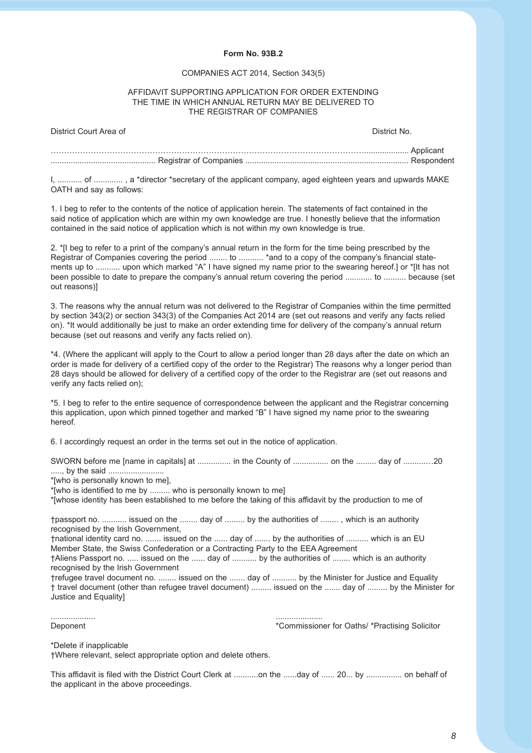**Form No. 93B.2**

COMPANIES ACT 2014, Section 343(5)

AFFIDAVIT SUPPORTING APPLICATION FOR ORDER EXTENDING THE TIME IN WHICH ANNUAL RETURN MAY BE DELIVERED TO THE REGISTRAR OF COMPANIES

District Court Area of District No.

……………………………………………………………………………………………………….................... Applicant
.............................................. Registrar of Companies ......................................................................... Respondent

I, ........... of ............. , a *director *secretary of the applicant company, aged eighteen years and upwards MAKE OATH and say as follows:

1. I beg to refer to the contents of the notice of application herein. The statements of fact contained in the said notice of application which are within my own knowledge are true. I honestly believe that the information contained in the said notice of application which is not within my own knowledge is true.

2. *[I beg to refer to a print of the company's annual return in the form for the time being prescribed by the Registrar of Companies covering the period ........ to ........... *and to a copy of the company's financial statements up to ........... upon which marked "A" I have signed my name prior to the swearing hereof.] or *[It has not been possible to date to prepare the company's annual return covering the period ............ to .......... because (set out reasons)]

3. The reasons why the annual return was not delivered to the Registrar of Companies within the time permitted by section 343(2) or section 343(3) of the Companies Act 2014 are (set out reasons and verify any facts relied on). *It would additionally be just to make an order extending time for delivery of the company's annual return because (set out reasons and verify any facts relied on).

*4. (Where the applicant will apply to the Court to allow a period longer than 28 days after the date on which an order is made for delivery of a certified copy of the order to the Registrar) The reasons why a longer period than 28 days should be allowed for delivery of a certified copy of the order to the Registrar are (set out reasons and verify any facts relied on);

*5. I beg to refer to the entire sequence of correspondence between the applicant and the Registrar concerning this application, upon which pinned together and marked "B" I have signed my name prior to the swearing hereof.

6. I accordingly request an order in the terms set out in the notice of application.

SWORN before me [name in capitals] at ............... in the County of ................ on the ......... day of ...........…20 ....., by the said .........................
*[who is personally known to me],
*[who is identified to me by ......... who is personally known to me]
*[whose identity has been established to me before the taking of this affidavit by the production to me of

†passport no. ........... issued on the ........ day of ......... by the authorities of ........ , which is an authority recognised by the Irish Government,
†national identity card no. ....... issued on the ...... day of ....... by the authorities of .......... which is an EU Member State, the Swiss Confederation or a Contracting Party to the EEA Agreement
†Aliens Passport no. ..... issued on the ...... day of ........... by the authorities of ........ which is an authority recognised by the Irish Government
†refugee travel document no. ........ issued on the ....... day of ........... by the Minister for Justice and Equality
† travel document (other than refugee travel document) ......... issued on the ....... day of ......... by the Minister for Justice and Equality]

.................... .....................
Deponent *Commissioner for Oaths/ *Practising Solicitor

*Delete if inapplicable
†Where relevant, select appropriate option and delete others.

This affidavit is filed with the District Court Clerk at ...........on the ......day of ...... 20... by ................ on behalf of the applicant in the above proceedings.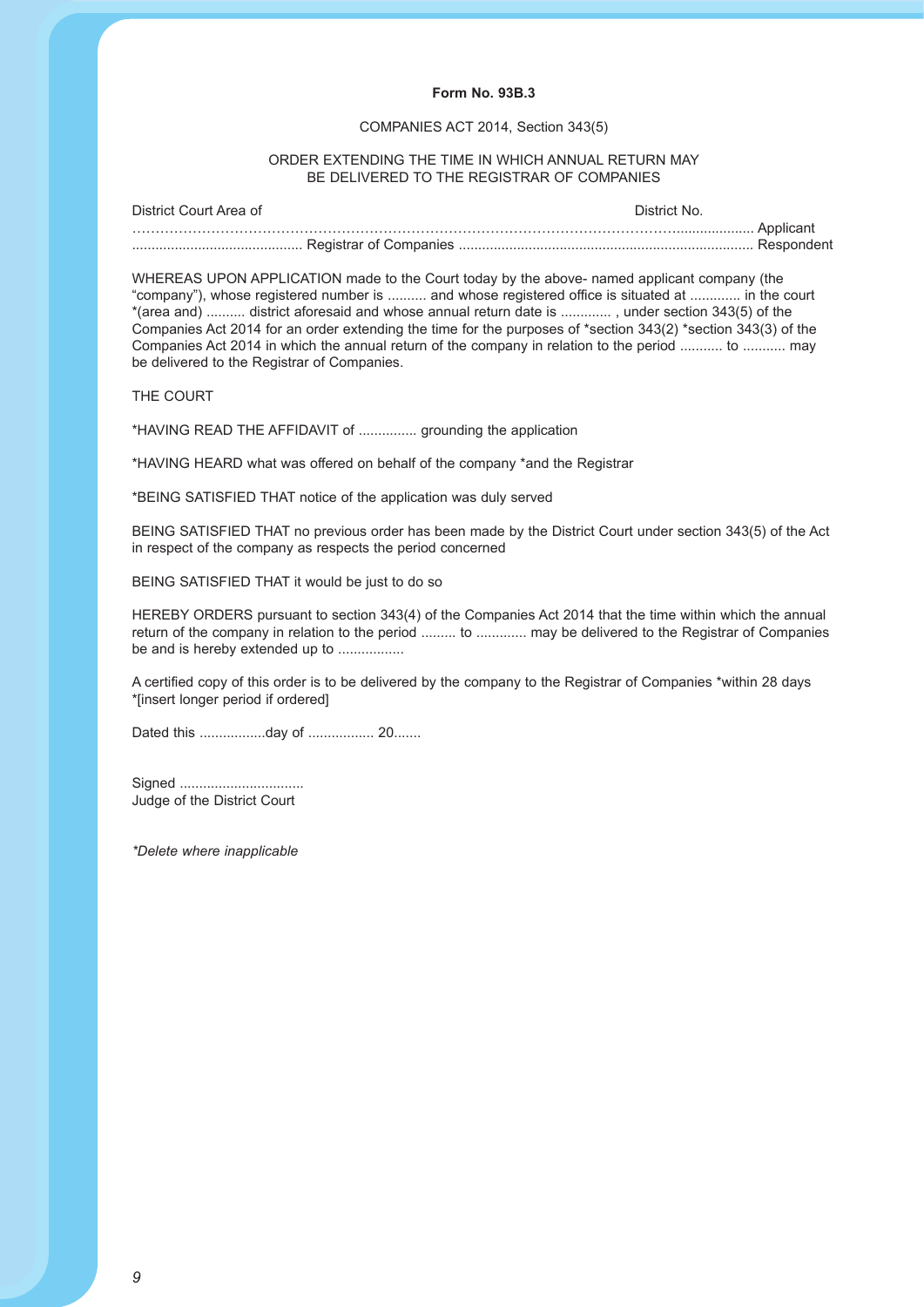**Form No. 93B.3**

COMPANIES ACT 2014, Section 343(5)

ORDER EXTENDING THE TIME IN WHICH ANNUAL RETURN MAY BE DELIVERED TO THE REGISTRAR OF COMPANIES

District Court Area of District No.

……………………………………………………………………………………………………………….................... Applicant
........................................... Registrar of Companies .......................................................................... Respondent

WHEREAS UPON APPLICATION made to the Court today by the above- named applicant company (the "company"), whose registered number is .......... and whose registered office is situated at ............ in the court *(area and) .......... district aforesaid and whose annual return date is ............. , under section 343(5) of the Companies Act 2014 for an order extending the time for the purposes of *section 343(2) *section 343(3) of the Companies Act 2014 in which the annual return of the company in relation to the period ........... to ........... may be delivered to the Registrar of Companies.

THE COURT

*HAVING READ THE AFFIDAVIT of ............... grounding the application

*HAVING HEARD what was offered on behalf of the company *and the Registrar

*BEING SATISFIED THAT notice of the application was duly served

BEING SATISFIED THAT no previous order has been made by the District Court under section 343(5) of the Act in respect of the company as respects the period concerned

BEING SATISFIED THAT it would be just to do so

HEREBY ORDERS pursuant to section 343(4) of the Companies Act 2014 that the time within which the annual return of the company in relation to the period ......... to ............ may be delivered to the Registrar of Companies be and is hereby extended up to .................

A certified copy of this order is to be delivered by the company to the Registrar of Companies *within 28 days *[insert longer period if ordered]

Dated this .................day of ................. 20.......

Signed ................................
Judge of the District Court

*\*Delete where inapplicable*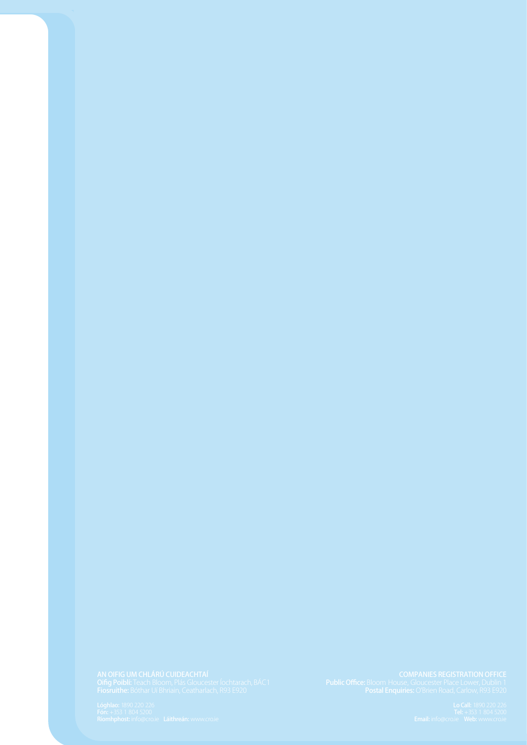**AN OIFIG UM CHLÁRÚ CUIDEACHTAÍ**
**Oifig Poiblí:** Teach Bloom, Plás Gloucester Íochtarach, BÁC1
**Fiosruithe:** Bóthar Uí Bhriain, Ceatharlach, R93 E920

**Lóghlao:** 1890 220 226
**Fón:** +353 1 804 5200
**Ríomhphost:** info@cro.ie **Láithreán:** www.cro.ie

**COMPANIES REGISTRATION OFFICE**
**Public Office:** Bloom House, Gloucester Place Lower, Dublin 1
**Postal Enquiries:** O'Brien Road, Carlow, R93 E920

**Lo Call:** 1890 220 226
**Tel:** +353 1 804 5200
**Email:** info@cro.ie **Web:** www.cro.ie